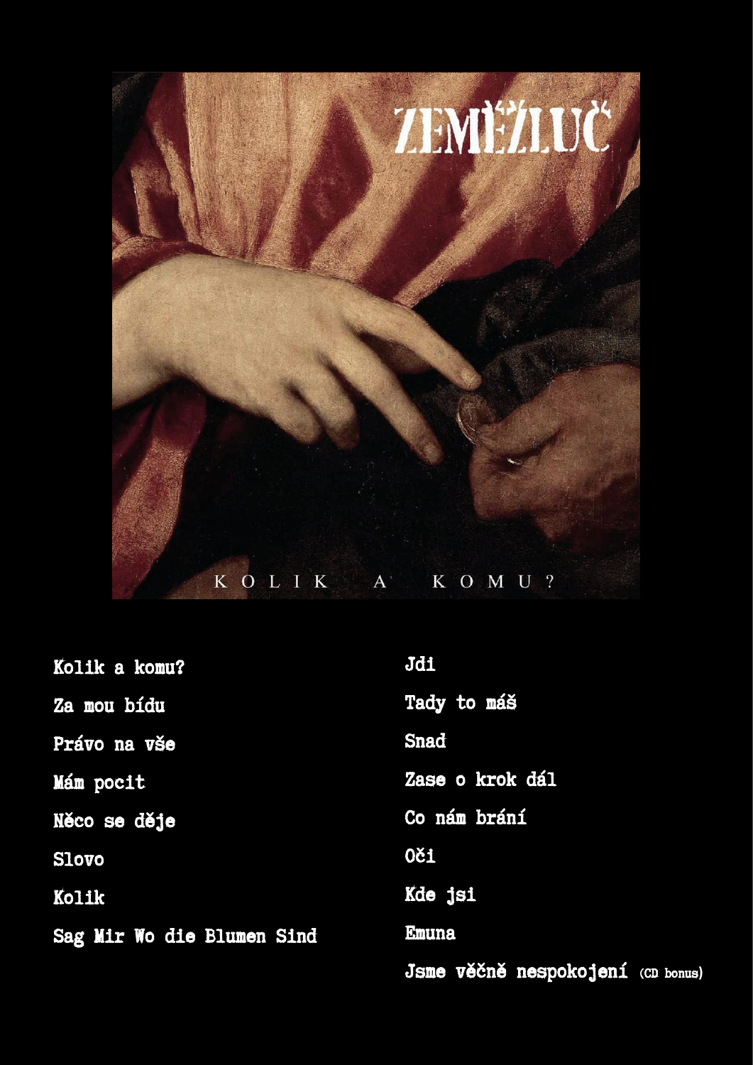# ZEMĚŽLUČ

KOLIK A KOMU?

- Kolik a komu?
- Za mou bídu
- Právo na vše
- Mám pocit
- Něco se děje
- Slovo
- Kolik
- Sag Mir Wo die Blumen Sind
- Jdi
- Tady to máš
- Snad
- Zase o krok dál
- Co nám brání
- Oči
- Kde jsi
- Emuna
- Jsme věčně nespokojení (CD bonus)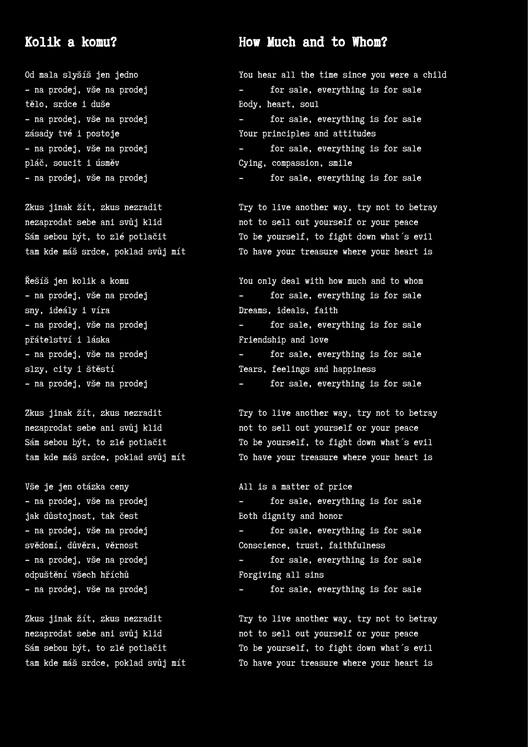## Kolik a komu?

Od mala slyšíš jen jedno  
- na prodej, vše na prodej  
tělo, srdce i duše  
- na prodej, vše na prodej  
zásady tvé i postoje  
- na prodej, vše na prodej  
pláč, soucit i úsměv  
- na prodej, vše na prodej

Zkus jinak žít, zkus nezradit  
nezaprodat sebe ani svůj klid  
Sám sebou být, to zlé potlačit  
tam kde máš srdce, poklad svůj mít

Řešíš jen kolik a komu  
- na prodej, vše na prodej  
sny, ideály i víra  
- na prodej, vše na prodej  
přátelství i láska  
- na prodej, vše na prodej  
slzy, city i štěstí  
- na prodej, vše na prodej

Zkus jinak žít, zkus nezradit  
nezaprodat sebe ani svůj klid  
Sám sebou být, to zlé potlačit  
tam kde máš srdce, poklad svůj mít

Vše je jen otázka ceny  
- na prodej, vše na prodej  
jak důstojnost, tak čest  
- na prodej, vše na prodej  
svědomí, důvěra, věrnost  
- na prodej, vše na prodej  
odpuštění všech hříchů  
- na prodej, vše na prodej

Zkus jinak žít, zkus nezradit  
nezaprodat sebe ani svůj klid  
Sám sebou být, to zlé potlačit  
tam kde máš srdce, poklad svůj mít

## How Much and to Whom?

You hear all the time since you were a child  
- for sale, everything is for sale  
Body, heart, soul  
- for sale, everything is for sale  
Your principles and attitudes  
- for sale, everything is for sale  
Cying, compassion, smile  
- for sale, everything is for sale

Try to live another way, try not to betray  
not to sell out yourself or your peace  
To be yourself, to fight down what´s evil  
To have your treasure where your heart is

You only deal with how much and to whom  
- for sale, everything is for sale  
Dreams, ideals, faith  
- for sale, everything is for sale  
Friendship and love  
- for sale, everything is for sale  
Tears, feelings and happiness  
- for sale, everything is for sale

Try to live another way, try not to betray  
not to sell out yourself or your peace  
To be yourself, to fight down what´s evil  
To have your treasure where your heart is

All is a matter of price  
- for sale, everything is for sale  
Both dignity and honor  
- for sale, everything is for sale  
Conscience, trust, faithfulness  
- for sale, everything is for sale  
Forgiving all sins  
- for sale, everything is for sale

Try to live another way, try not to betray  
not to sell out yourself or your peace  
To be yourself, to fight down what´s evil  
To have your treasure where your heart is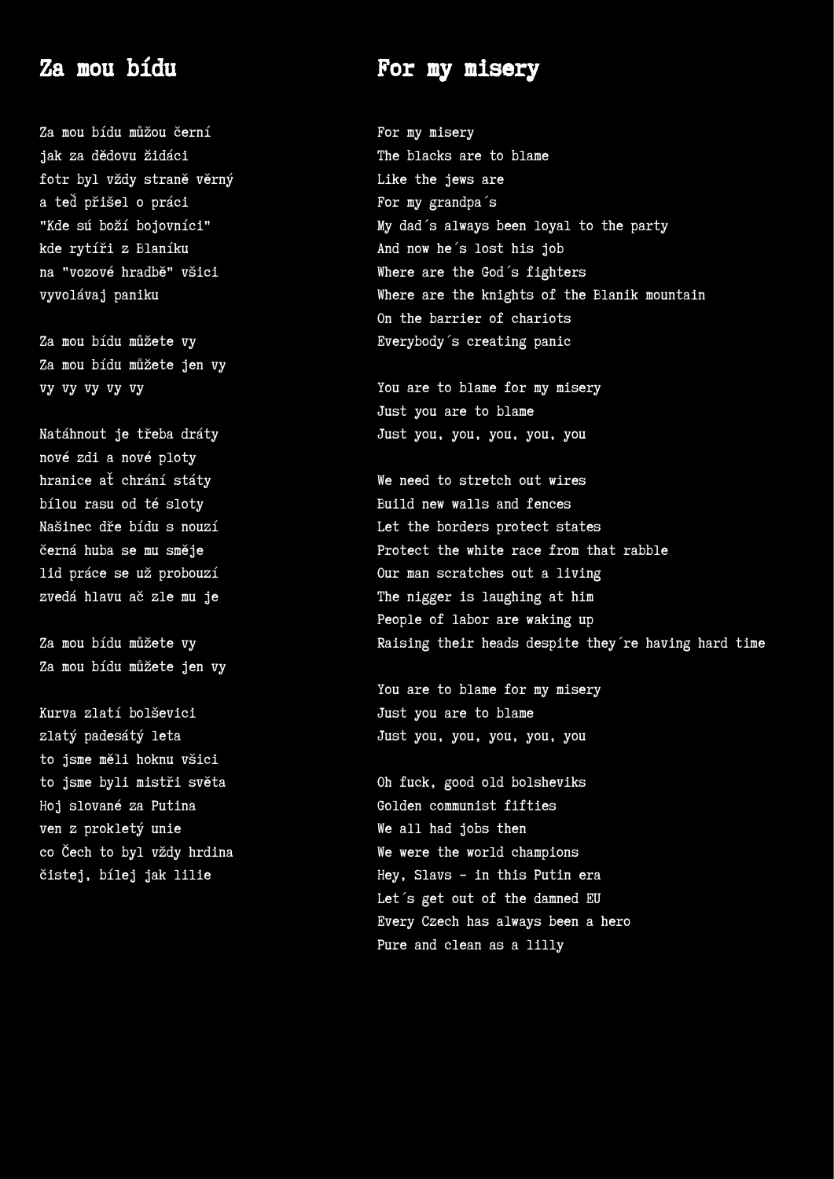## Za mou bídu

Za mou bídu můžou černí
jak za dědovu židáci
fotr byl vždy straně věrný
a teď přišel o práci
"Kde sú boží bojovníci"
kde rytíři z Blaníku
na "vozové hradbě" všici
vyvolávaj paniku

Za mou bídu můžete vy
Za mou bídu můžete jen vy
vy vy vy vy vy

Natáhnout je třeba dráty
nové zdi a nové ploty
hranice ať chrání státy
bílou rasu od té sloty
Našinec dře bídu s nouzí
černá huba se mu směje
lid práce se už probouzí
zvedá hlavu ač zle mu je

Za mou bídu můžete vy
Za mou bídu můžete jen vy

Kurva zlatí bolševici
zlatý padesátý leta
to jsme měli hoknu všici
to jsme byli mistři světa
Hoj slované za Putina
ven z prokletý unie
co Čech to byl vždy hrdina
čistej, bílej jak lilie

## For my misery

For my misery
The blacks are to blame
Like the jews are
For my grandpa´s
My dad´s always been loyal to the party
And now he´s lost his job
Where are the God´s fighters
Where are the knights of the Blanik mountain
On the barrier of chariots
Everybody´s creating panic

You are to blame for my misery
Just you are to blame
Just you, you, you, you, you

We need to stretch out wires
Build new walls and fences
Let the borders protect states
Protect the white race from that rabble
Our man scratches out a living
The nigger is laughing at him
People of labor are waking up
Raising their heads despite they´re having hard time

You are to blame for my misery
Just you are to blame
Just you, you, you, you, you

Oh fuck, good old bolsheviks
Golden communist fifties
We all had jobs then
We were the world champions
Hey, Slavs - in this Putin era
Let´s get out of the damned EU
Every Czech has always been a hero
Pure and clean as a lilly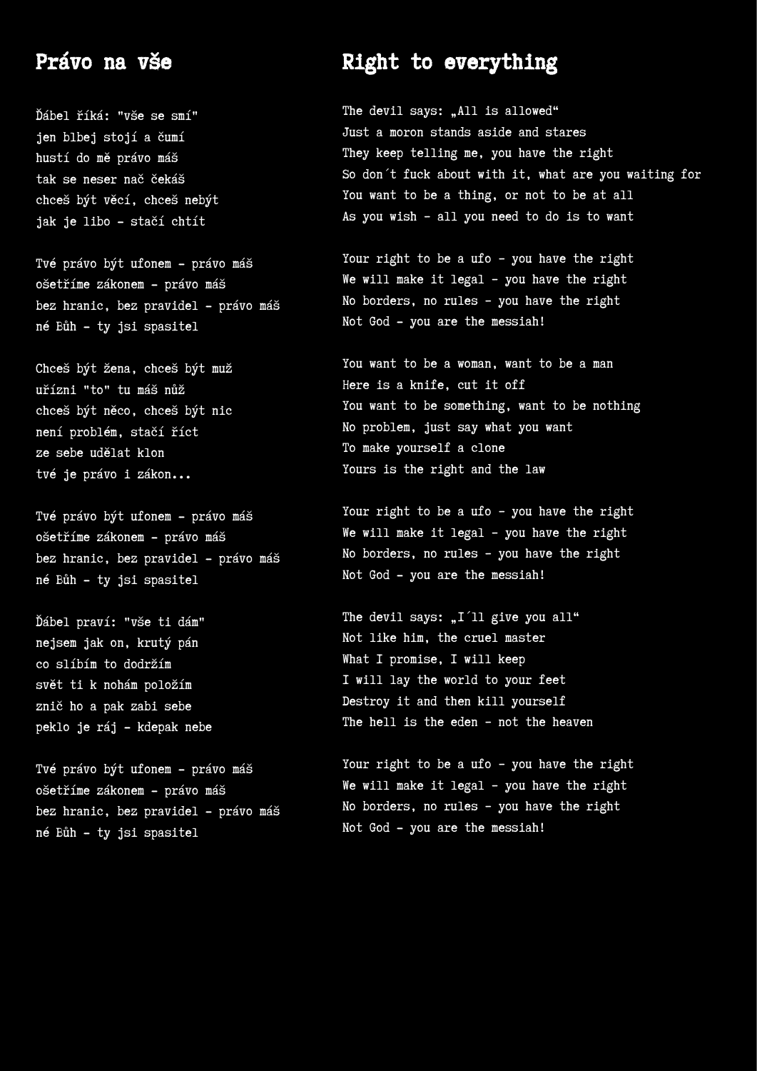## Právo na vše

Ďábel říká: "vše se smí"
jen blbej stojí a čumí
hustí do mě právo máš
tak se neser nač čekáš
chceš být věcí, chceš nebýt
jak je libo - stačí chtít

Tvé právo být ufonem - právo máš
ošetříme zákonem - právo máš
bez hranic, bez pravidel - právo máš
né Bůh - ty jsi spasitel

Chceš být žena, chceš být muž
uřízni "to" tu máš nůž
chceš být něco, chceš být nic
není problém, stačí říct
ze sebe udělat klon
tvé je právo i zákon...

Tvé právo být ufonem - právo máš
ošetříme zákonem - právo máš
bez hranic, bez pravidel - právo máš
né Bůh - ty jsi spasitel

Ďábel praví: "vše ti dám"
nejsem jak on, krutý pán
co slíbím to dodržím
svět ti k nohám položím
znič ho a pak zabi sebe
peklo je ráj - kdepak nebe

Tvé právo být ufonem - právo máš
ošetříme zákonem - právo máš
bez hranic, bez pravidel - právo máš
né Bůh - ty jsi spasitel

## Right to everything

The devil says: „All is allowed“
Just a moron stands aside and stares
They keep telling me, you have the right
So don´t fuck about with it, what are you waiting for
You want to be a thing, or not to be at all
As you wish - all you need to do is to want

Your right to be a ufo - you have the right
We will make it legal - you have the right
No borders, no rules - you have the right
Not God - you are the messiah!

You want to be a woman, want to be a man
Here is a knife, cut it off
You want to be something, want to be nothing
No problem, just say what you want
To make yourself a clone
Yours is the right and the law

Your right to be a ufo - you have the right
We will make it legal - you have the right
No borders, no rules - you have the right
Not God - you are the messiah!

The devil says: „I´ll give you all“
Not like him, the cruel master
What I promise, I will keep
I will lay the world to your feet
Destroy it and then kill yourself
The hell is the eden - not the heaven

Your right to be a ufo - you have the right
We will make it legal - you have the right
No borders, no rules - you have the right
Not God - you are the messiah!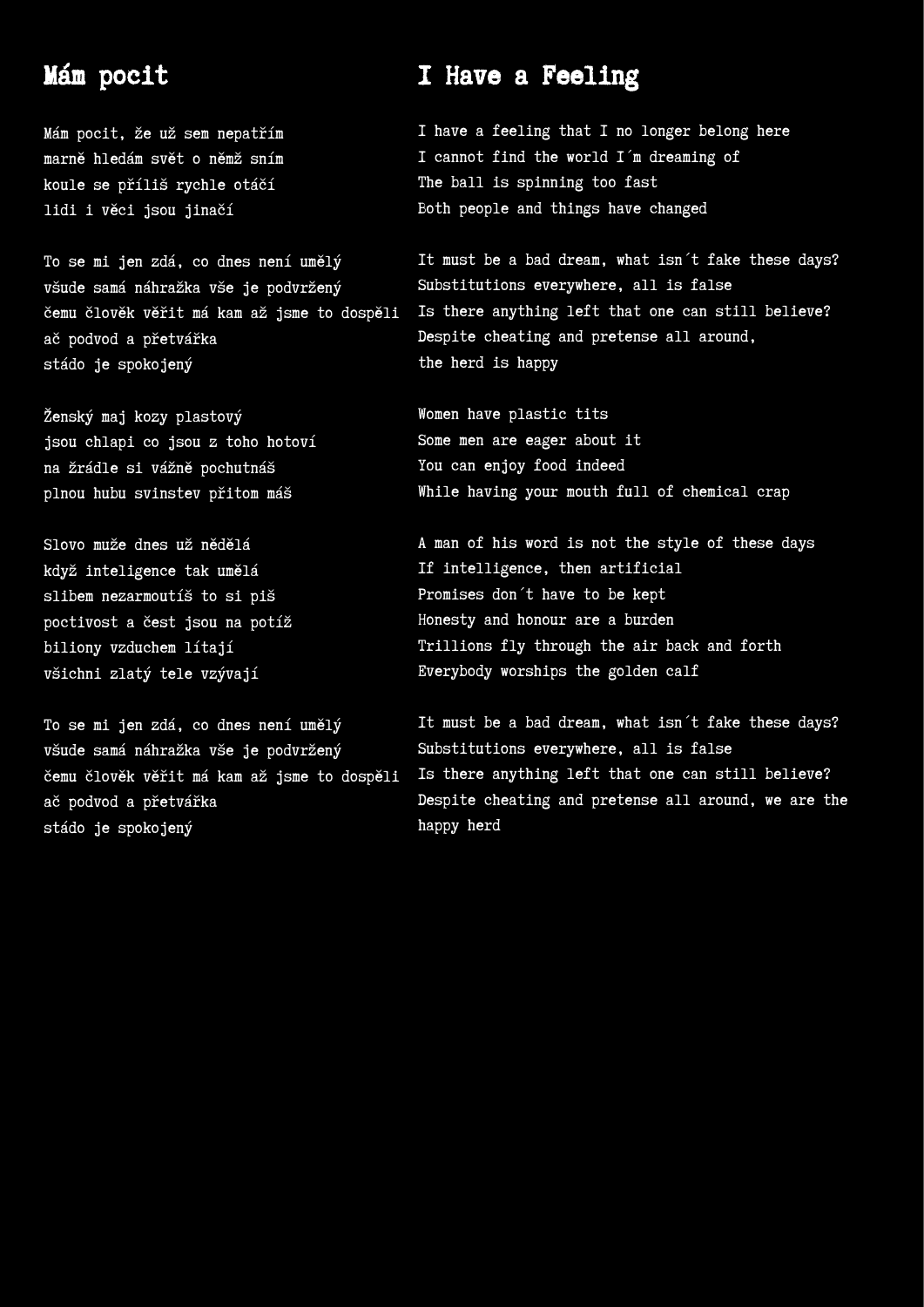## Mám pocit

Mám pocit, že už sem nepatřím
marně hledám svět o němž sním
koule se příliš rychle otáčí
lidi i věci jsou jinačí

To se mi jen zdá, co dnes není umělý
všude samá náhražka vše je podvržený
čemu člověk věřit má kam až jsme to dospěli
ač podvod a přetvářka
stádo je spokojený

Ženský maj kozy plastový
jsou chlapi co jsou z toho hotoví
na žrádle si vážně pochutnáš
plnou hubu svinstev přitom máš

Slovo muže dnes už nědělá
když inteligence tak umělá
slibem nezarmoutíš to si piš
poctivost a čest jsou na potíž
biliony vzduchem lítají
všichni zlatý tele vzývají

To se mi jen zdá, co dnes není umělý
všude samá náhražka vše je podvržený
čemu člověk věřit má kam až jsme to dospěli
ač podvod a přetvářka
stádo je spokojený

## I Have a Feeling

I have a feeling that I no longer belong here
I cannot find the world I´m dreaming of
The ball is spinning too fast
Both people and things have changed

It must be a bad dream, what isn´t fake these days?
Substitutions everywhere, all is false
Is there anything left that one can still believe?
Despite cheating and pretense all around,
the herd is happy

Women have plastic tits
Some men are eager about it
You can enjoy food indeed
While having your mouth full of chemical crap

A man of his word is not the style of these days
If intelligence, then artificial
Promises don´t have to be kept
Honesty and honour are a burden
Trillions fly through the air back and forth
Everybody worships the golden calf

It must be a bad dream, what isn´t fake these days?
Substitutions everywhere, all is false
Is there anything left that one can still believe?
Despite cheating and pretense all around, we are the happy herd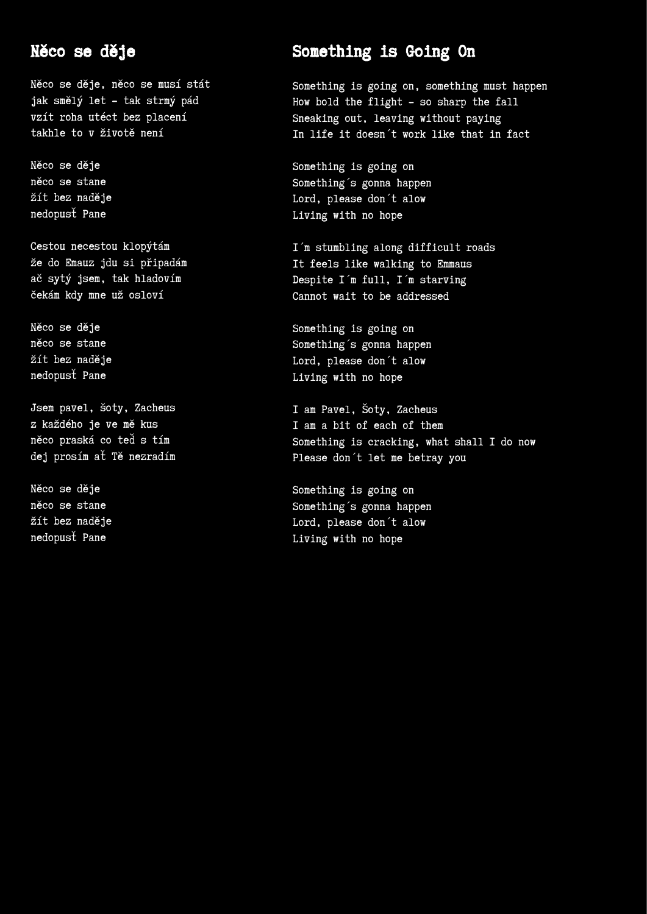## Něco se děje

Něco se děje, něco se musí stát
jak smělý let - tak strmý pád
vzít roha utéct bez placení
takhle to v životě není

Něco se děje
něco se stane
žít bez naděje
nedopusť Pane

Cestou necestou klopýtám
že do Emauz jdu si připadám
ač sytý jsem, tak hladovím
čekám kdy mne už osloví

Něco se děje
něco se stane
žít bez naděje
nedopusť Pane

Jsem pavel, šoty, Zacheus
z každého je ve mě kus
něco praská co teď s tím
dej prosím ať Tě nezradím

Něco se děje
něco se stane
žít bez naděje
nedopusť Pane

## Something is Going On

Something is going on, something must happen
How bold the flight - so sharp the fall
Sneaking out, leaving without paying
In life it doesn´t work like that in fact

Something is going on
Something´s gonna happen
Lord, please don´t alow
Living with no hope

I´m stumbling along difficult roads
It feels like walking to Emmaus
Despite I´m full, I´m starving
Cannot wait to be addressed

Something is going on
Something´s gonna happen
Lord, please don´t alow
Living with no hope

I am Pavel, Šoty, Zacheus
I am a bit of each of them
Something is cracking, what shall I do now
Please don´t let me betray you

Something is going on
Something´s gonna happen
Lord, please don´t alow
Living with no hope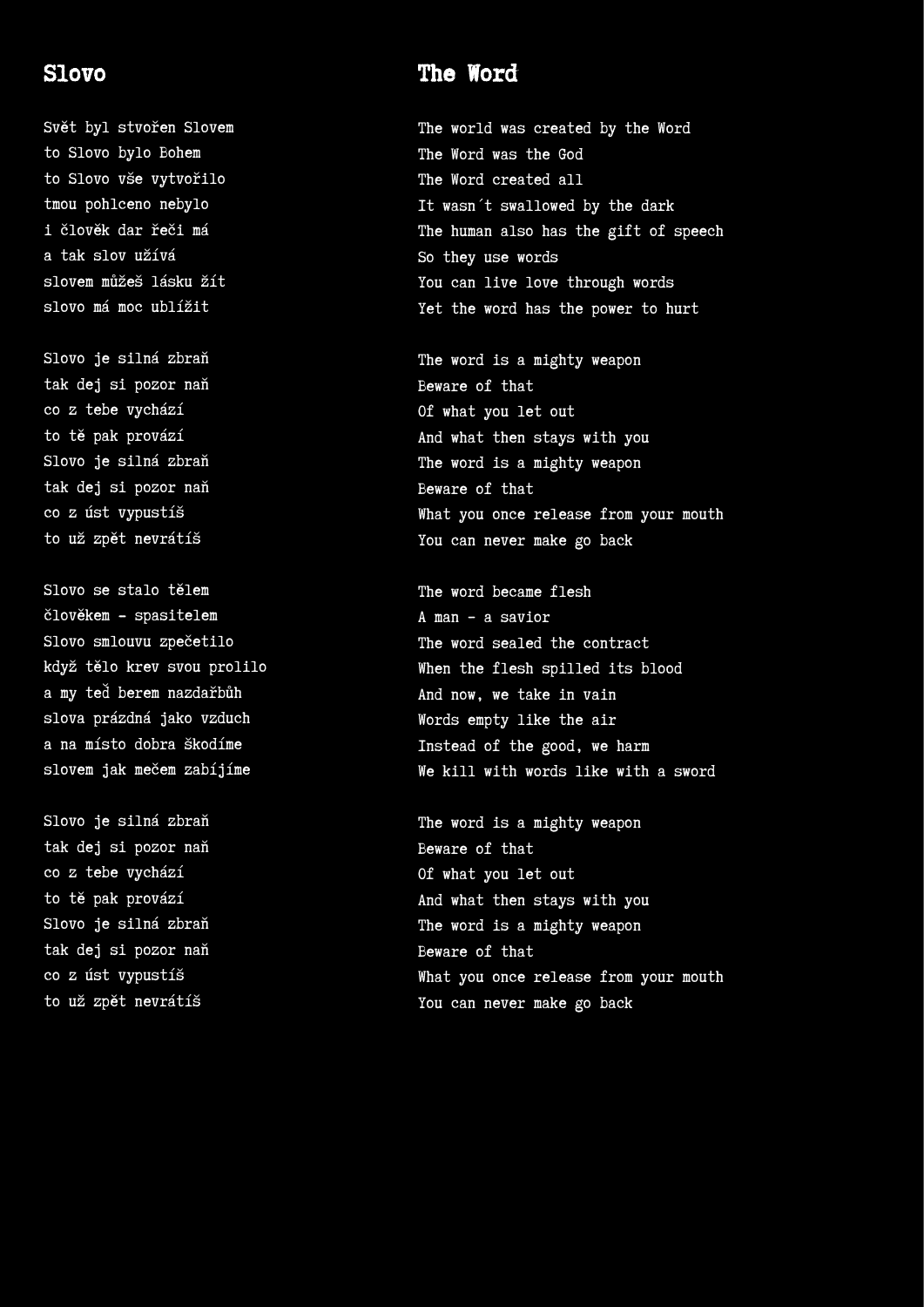## Slovo

Svět byl stvořen Slovem
to Slovo bylo Bohem
to Slovo vše vytvořilo
tmou pohlceno nebylo
i člověk dar řeči má
a tak slov užívá
slovem můžeš lásku žít
slovo má moc ublížit

Slovo je silná zbraň
tak dej si pozor naň
co z tebe vychází
to tě pak provází
Slovo je silná zbraň
tak dej si pozor naň
co z úst vypustíš
to už zpět nevrátíš

Slovo se stalo tělem
člověkem - spasitelem
Slovo smlouvu zpečetilo
když tělo krev svou prolilo
a my teď berem nazdařbůh
slova prázdná jako vzduch
a na místo dobra škodíme
slovem jak mečem zabíjíme

Slovo je silná zbraň
tak dej si pozor naň
co z tebe vychází
to tě pak provází
Slovo je silná zbraň
tak dej si pozor naň
co z úst vypustíš
to už zpět nevrátíš

## The Word

The world was created by the Word
The Word was the God
The Word created all
It wasn´t swallowed by the dark
The human also has the gift of speech
So they use words
You can live love through words
Yet the word has the power to hurt

The word is a mighty weapon
Beware of that
Of what you let out
And what then stays with you
The word is a mighty weapon
Beware of that
What you once release from your mouth
You can never make go back

The word became flesh
A man - a savior
The word sealed the contract
When the flesh spilled its blood
And now, we take in vain
Words empty like the air
Instead of the good, we harm
We kill with words like with a sword

The word is a mighty weapon
Beware of that
Of what you let out
And what then stays with you
The word is a mighty weapon
Beware of that
What you once release from your mouth
You can never make go back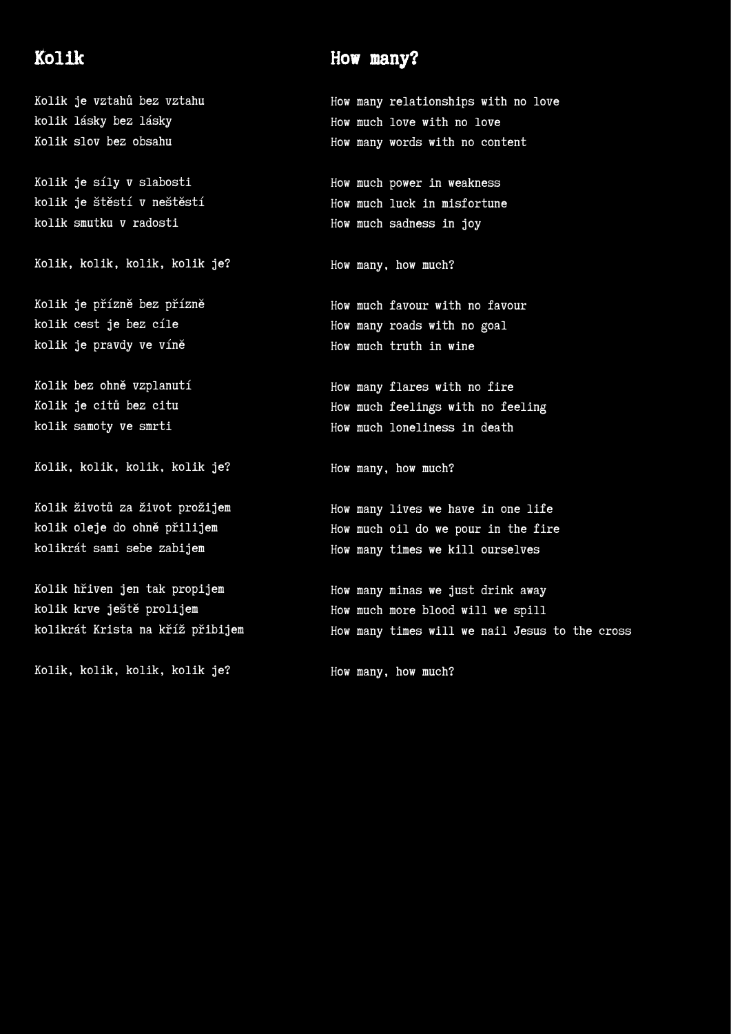## Kolik

Kolik je vztahů bez vztahu
kolik lásky bez lásky
Kolik slov bez obsahu

Kolik je síly v slabosti
kolik je štěstí v neštěstí
kolik smutku v radosti

Kolik, kolik, kolik, kolik je?

Kolik je přízně bez přízně
kolik cest je bez cíle
kolik je pravdy ve víně

Kolik bez ohně vzplanutí
Kolik je citů bez citu
kolik samoty ve smrti

Kolik, kolik, kolik, kolik je?

Kolik životů za život prožijem
kolik oleje do ohně přilijem
kolikrát sami sebe zabijem

Kolik hřiven jen tak propijem
kolik krve ještě prolijem
kolikrát Krista na kříž přibijem

Kolik, kolik, kolik, kolik je?

## How many?

How many relationships with no love
How much love with no love
How many words with no content

How much power in weakness
How much luck in misfortune
How much sadness in joy

How many, how much?

How much favour with no favour
How many roads with no goal
How much truth in wine

How many flares with no fire
How much feelings with no feeling
How much loneliness in death

How many, how much?

How many lives we have in one life
How much oil do we pour in the fire
How many times we kill ourselves

How many minas we just drink away
How much more blood will we spill
How many times will we nail Jesus to the cross

How many, how much?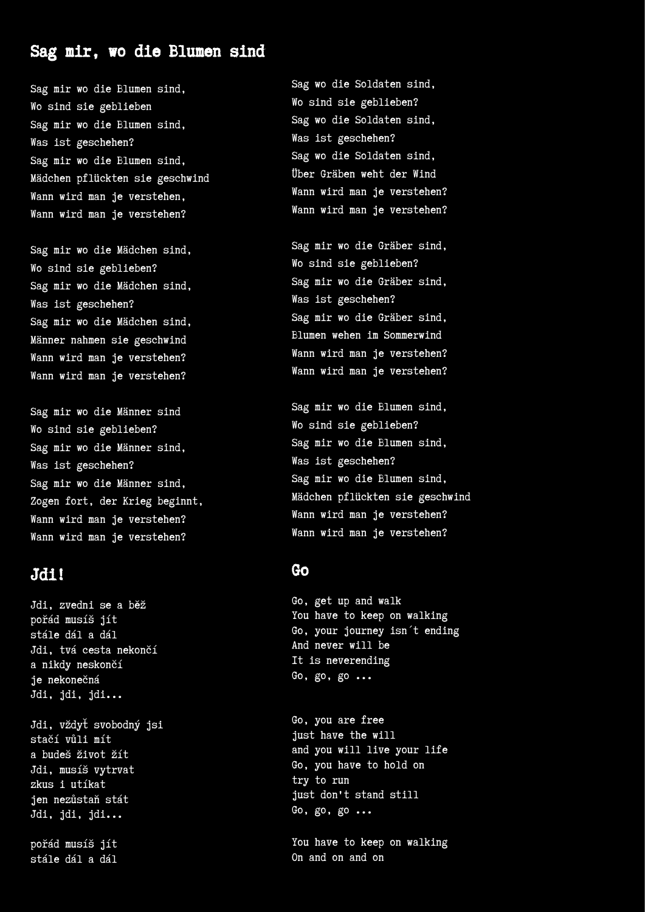## Sag mir, wo die Blumen sind

Sag mir wo die Blumen sind,
Wo sind sie geblieben
Sag mir wo die Blumen sind,
Was ist geschehen?
Sag mir wo die Blumen sind,
Mädchen pflückten sie geschwind
Wann wird man je verstehen,
Wann wird man je verstehen?

Sag mir wo die Mädchen sind,
Wo sind sie geblieben?
Sag mir wo die Mädchen sind,
Was ist geschehen?
Sag mir wo die Mädchen sind,
Männer nahmen sie geschwind
Wann wird man je verstehen?
Wann wird man je verstehen?

Sag mir wo die Männer sind
Wo sind sie geblieben?
Sag mir wo die Männer sind,
Was ist geschehen?
Sag mir wo die Männer sind,
Zogen fort, der Krieg beginnt,
Wann wird man je verstehen?
Wann wird man je verstehen?

Sag wo die Soldaten sind,
Wo sind sie geblieben?
Sag wo die Soldaten sind,
Was ist geschehen?
Sag wo die Soldaten sind,
Über Gräben weht der Wind
Wann wird man je verstehen?
Wann wird man je verstehen?

Sag mir wo die Gräber sind,
Wo sind sie geblieben?
Sag mir wo die Gräber sind,
Was ist geschehen?
Sag mir wo die Gräber sind,
Blumen wehen im Sommerwind
Wann wird man je verstehen?
Wann wird man je verstehen?

Sag mir wo die Blumen sind,
Wo sind sie geblieben?
Sag mir wo die Blumen sind,
Was ist geschehen?
Sag mir wo die Blumen sind,
Mädchen pflückten sie geschwind
Wann wird man je verstehen?
Wann wird man je verstehen?

## Jdi!

Jdi, zvedni se a běž
pořád musíš jít
stále dál a dál
Jdi, tvá cesta nekončí
a nikdy neskončí
je nekonečná
Jdi, jdi, jdi...

Jdi, vždyť svobodný jsi
stačí vůli mít
a budeš život žít
Jdi, musíš vytrvat
zkus i utíkat
jen nezůstaň stát
Jdi, jdi, jdi...

pořád musíš jít
stále dál a dál

## Go

Go, get up and walk
You have to keep on walking
Go, your journey isn´t ending
And never will be
It is neverending
Go, go, go ...

Go, you are free
just have the will
and you will live your life
Go, you have to hold on
try to run
just don't stand still
Go, go, go ...

You have to keep on walking
On and on and on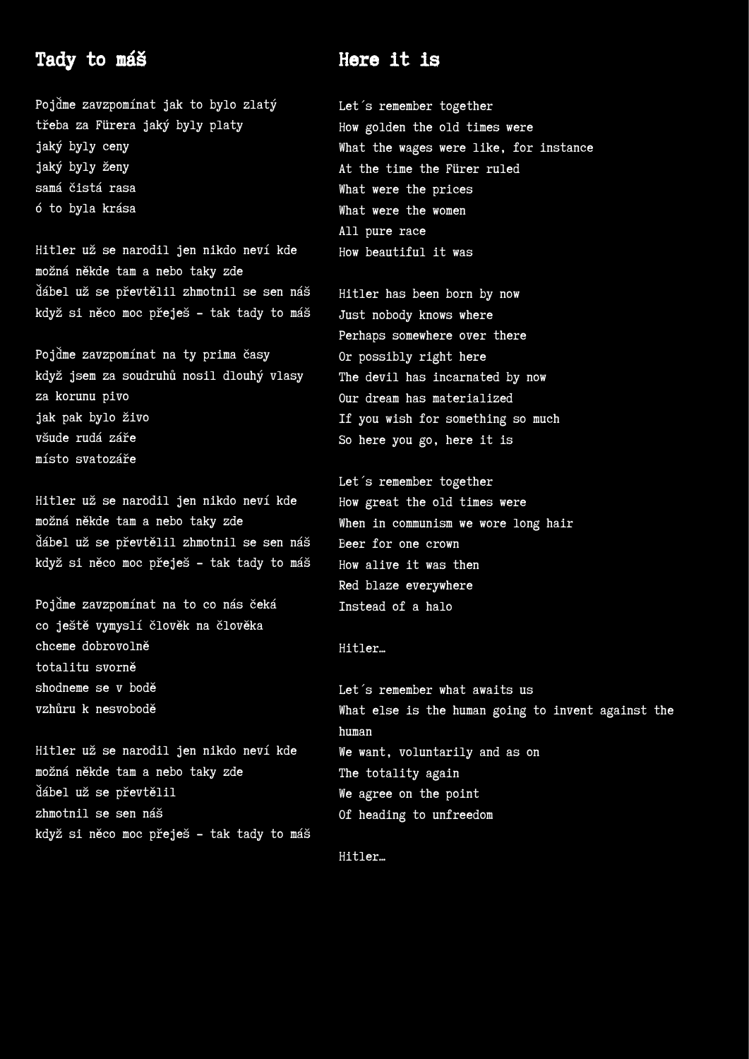## Tady to máš

Pojďme zavzpomínat jak to bylo zlatý
třeba za Fürera jaký byly platy
jaký byly ceny
jaký byly ženy
samá čistá rasa
ó to byla krása

Hitler už se narodil jen nikdo neví kde
možná někde tam a nebo taky zde
ďábel už se převtělil zhmotnil se sen náš
když si něco moc přeješ - tak tady to máš

Pojďme zavzpomínat na ty prima časy
když jsem za soudruhů nosil dlouhý vlasy
za korunu pivo
jak pak bylo živo
všude rudá záře
místo svatozáře

Hitler už se narodil jen nikdo neví kde
možná někde tam a nebo taky zde
ďábel už se převtělil zhmotnil se sen náš
když si něco moc přeješ - tak tady to máš

Pojďme zavzpomínat na to co nás čeká
co ještě vymyslí člověk na člověka
chceme dobrovolně
totalitu svorně
shodneme se v bodě
vzhůru k nesvobodě

Hitler už se narodil jen nikdo neví kde
možná někde tam a nebo taky zde
ďábel už se převtělil
zhmotnil se sen náš
když si něco moc přeješ - tak tady to máš

## Here it is

Let´s remember together
How golden the old times were
What the wages were like, for instance
At the time the Fürer ruled
What were the prices
What were the women
All pure race
How beautiful it was

Hitler has been born by now
Just nobody knows where
Perhaps somewhere over there
Or possibly right here
The devil has incarnated by now
Our dream has materialized
If you wish for something so much
So here you go, here it is

Let´s remember together
How great the old times were
When in communism we wore long hair
Beer for one crown
How alive it was then
Red blaze everywhere
Instead of a halo

Hitler…

Let´s remember what awaits us
What else is the human going to invent against the human
We want, voluntarily and as on
The totality again
We agree on the point
Of heading to unfreedom

Hitler…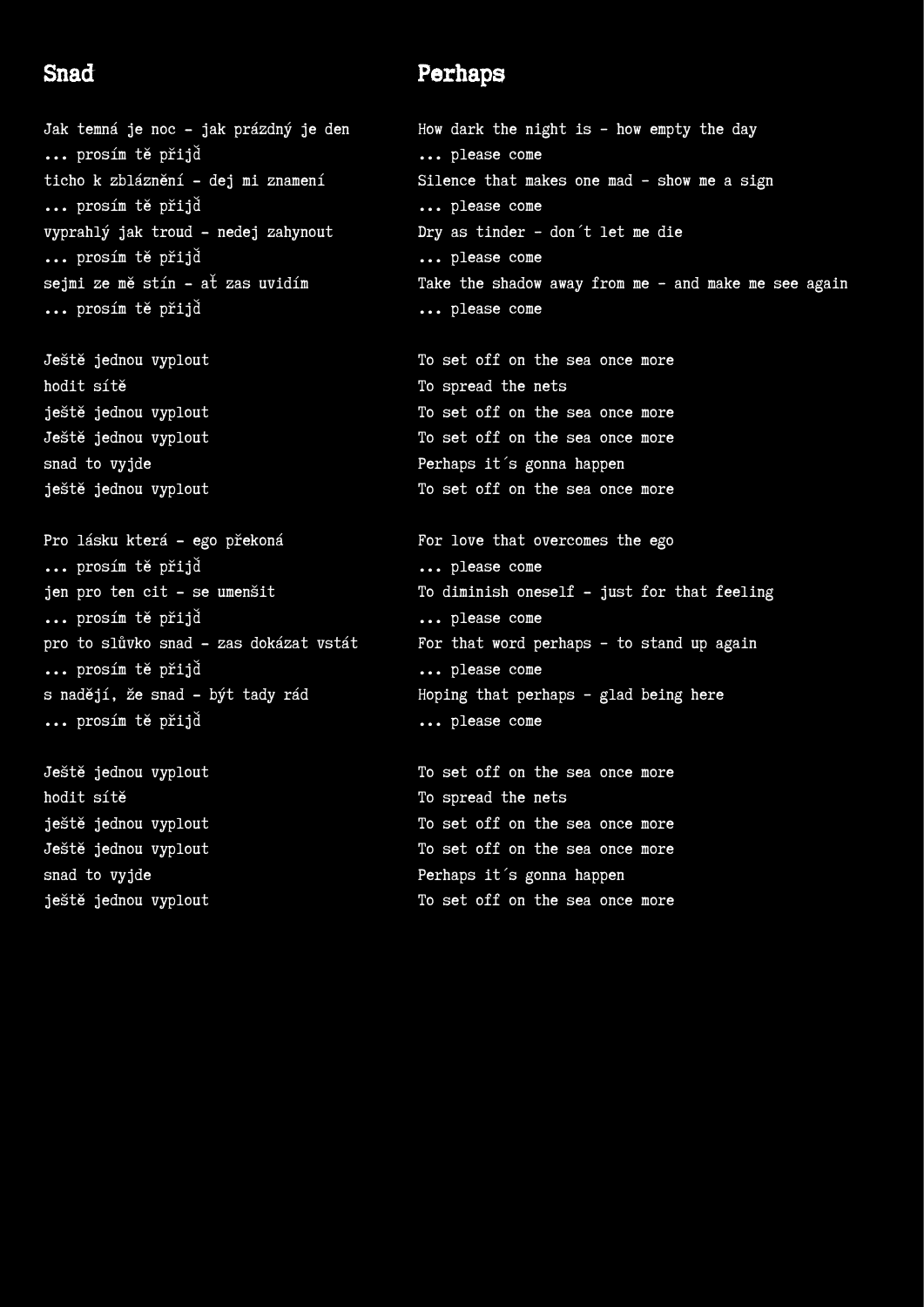## Snad

Jak temná je noc - jak prázdný je den
... prosím tě přijď
ticho k zbláznění - dej mi znamení
... prosím tě přijď
vyprahlý jak troud - nedej zahynout
... prosím tě přijď
sejmi ze mě stín - ať zas uvidím
... prosím tě přijď

Ještě jednou vyplout
hodit sítě
ještě jednou vyplout
Ještě jednou vyplout
snad to vyjde
ještě jednou vyplout

Pro lásku která - ego překoná
... prosím tě přijď
jen pro ten cit - se umenšit
... prosím tě přijď
pro to slůvko snad - zas dokázat vstát
... prosím tě přijď
s nadějí, že snad - být tady rád
... prosím tě přijď

Ještě jednou vyplout
hodit sítě
ještě jednou vyplout
Ještě jednou vyplout
snad to vyjde
ještě jednou vyplout

## Perhaps

How dark the night is - how empty the day
... please come
Silence that makes one mad - show me a sign
... please come
Dry as tinder - don´t let me die
... please come
Take the shadow away from me - and make me see again
... please come

To set off on the sea once more
To spread the nets
To set off on the sea once more
To set off on the sea once more
Perhaps it´s gonna happen
To set off on the sea once more

For love that overcomes the ego
... please come
To diminish oneself - just for that feeling
... please come
For that word perhaps - to stand up again
... please come
Hoping that perhaps - glad being here
... please come

To set off on the sea once more
To spread the nets
To set off on the sea once more
To set off on the sea once more
Perhaps it´s gonna happen
To set off on the sea once more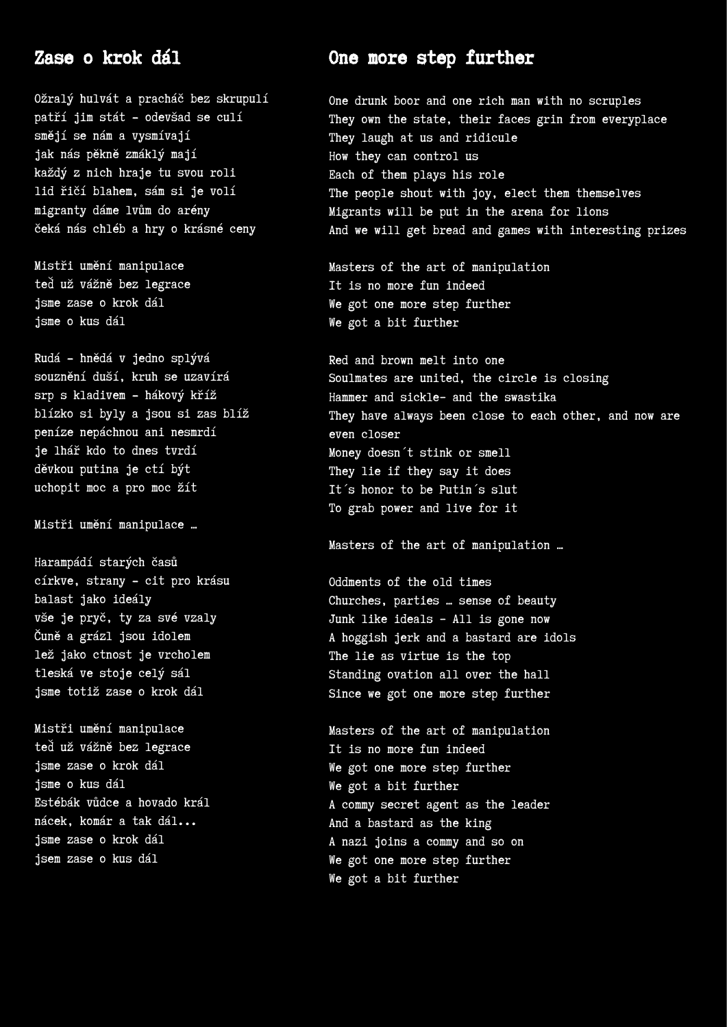## Zase o krok dál

Ožralý hulvát a pracháč bez skrupulí
patří jim stát - odevšad se culí
smějí se nám a vysmívají
jak nás pěkně zmáklý mají
každý z nich hraje tu svou roli
lid řičí blahem, sám si je volí
migranty dáme lvům do arény
čeká nás chléb a hry o krásné ceny

Mistři umění manipulace
teď už vážně bez legrace
jsme zase o krok dál
jsme o kus dál

Rudá - hnědá v jedno splývá
souznění duší, kruh se uzavírá
srp s kladivem - hákový kříž
blízko si byly a jsou si zas blíž
peníze nepáchnou ani nesmrdí
je lhář kdo to dnes tvrdí
děvkou putina je ctí být
uchopit moc a pro moc žít

Mistři umění manipulace …

Harampádí starých časů
církve, strany - cit pro krásu
balast jako ideály
vše je pryč, ty za své vzaly
Čuně a grázl jsou idolem
lež jako ctnost je vrcholem
tleská ve stoje celý sál
jsme totiž zase o krok dál

Mistři umění manipulace
teď už vážně bez legrace
jsme zase o krok dál
jsme o kus dál
Estébák vůdce a hovado král
nácek, komár a tak dál...
jsme zase o krok dál
jsem zase o kus dál

## One more step further

One drunk boor and one rich man with no scruples
They own the state, their faces grin from everyplace
They laugh at us and ridicule
How they can control us
Each of them plays his role
The people shout with joy, elect them themselves
Migrants will be put in the arena for lions
And we will get bread and games with interesting prizes

Masters of the art of manipulation
It is no more fun indeed
We got one more step further
We got a bit further

Red and brown melt into one
Soulmates are united, the circle is closing
Hammer and sickle- and the swastika
They have always been close to each other, and now are even closer
Money doesn´t stink or smell
They lie if they say it does
It´s honor to be Putin´s slut
To grab power and live for it

Masters of the art of manipulation …

Oddments of the old times
Churches, parties … sense of beauty
Junk like ideals - All is gone now
A hoggish jerk and a bastard are idols
The lie as virtue is the top
Standing ovation all over the hall
Since we got one more step further

Masters of the art of manipulation
It is no more fun indeed
We got one more step further
We got a bit further
A commy secret agent as the leader
And a bastard as the king
A nazi joins a commy and so on
We got one more step further
We got a bit further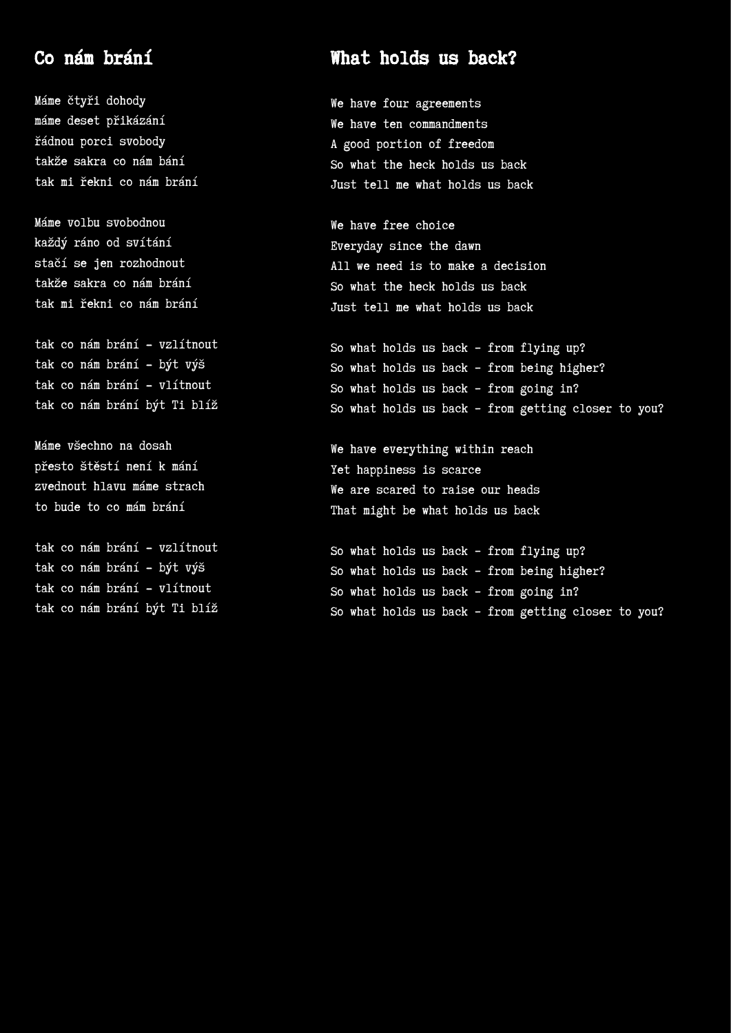## Co nám brání

Máme čtyři dohody
máme deset přikázání
řádnou porci svobody
takže sakra co nám bání
tak mi řekni co nám brání

Máme volbu svobodnou
každý ráno od svítání
stačí se jen rozhodnout
takže sakra co nám brání
tak mi řekni co nám brání

tak co nám brání - vzlítnout
tak co nám brání - být výš
tak co nám brání - vlítnout
tak co nám brání být Ti blíž

Máme všechno na dosah
přesto štěstí není k mání
zvednout hlavu máme strach
to bude to co mám brání

tak co nám brání - vzlítnout
tak co nám brání - být výš
tak co nám brání - vlítnout
tak co nám brání být Ti blíž

## What holds us back?

We have four agreements
We have ten commandments
A good portion of freedom
So what the heck holds us back
Just tell me what holds us back

We have free choice
Everyday since the dawn
All we need is to make a decision
So what the heck holds us back
Just tell me what holds us back

So what holds us back - from flying up?
So what holds us back - from being higher?
So what holds us back - from going in?
So what holds us back - from getting closer to you?

We have everything within reach
Yet happiness is scarce
We are scared to raise our heads
That might be what holds us back

So what holds us back - from flying up?
So what holds us back - from being higher?
So what holds us back - from going in?
So what holds us back - from getting closer to you?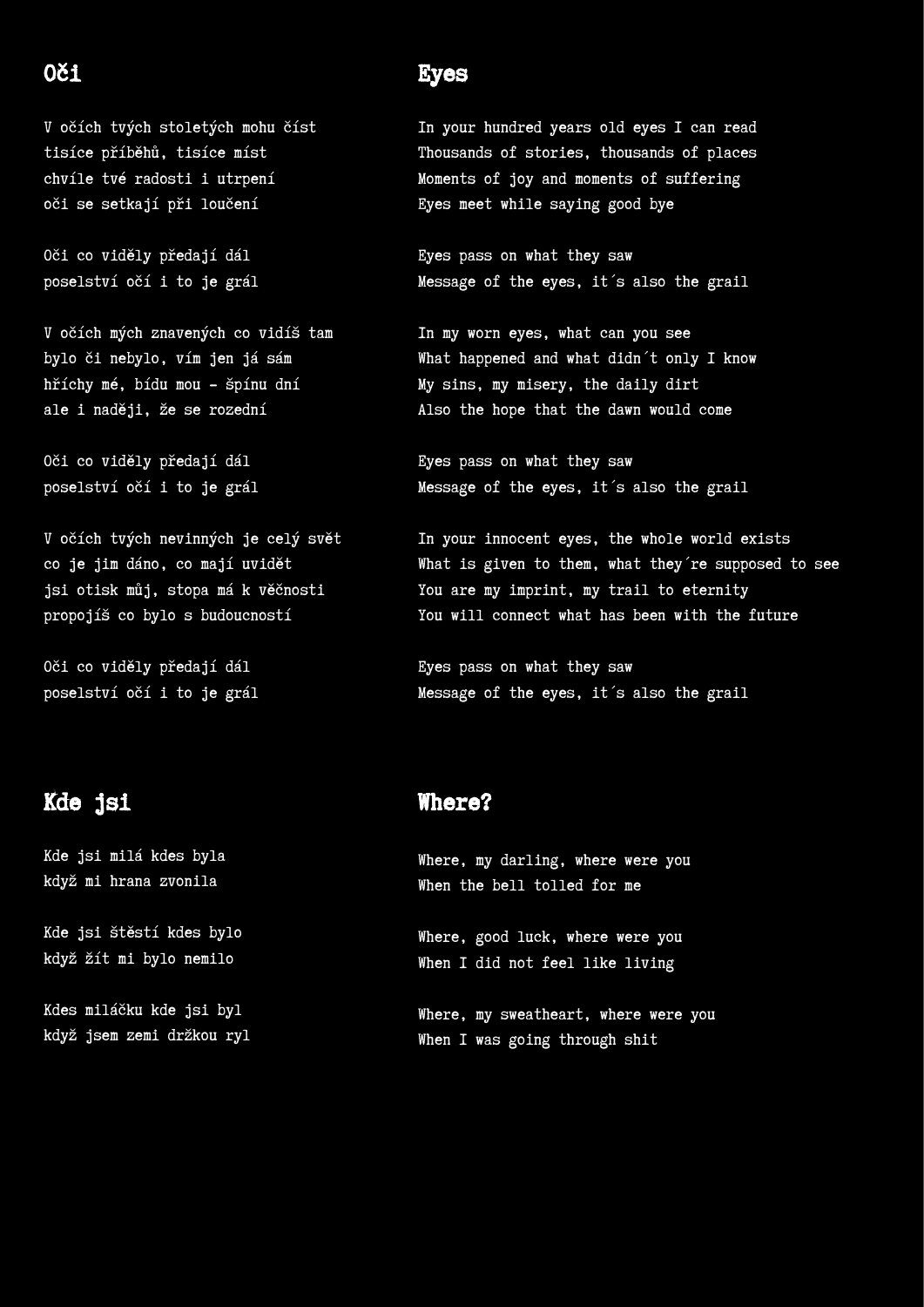## Oči

V očích tvých stoletých mohu číst
tisíce příběhů, tisíce míst
chvíle tvé radosti i utrpení
oči se setkají při loučení

Oči co viděly předají dál
poselství očí i to je grál

V očích mých znavených co vidíš tam
bylo či nebylo, vím jen já sám
hříchy mé, bídu mou - špínu dní
ale i naději, že se rozední

Oči co viděly předají dál
poselství očí i to je grál

V očích tvých nevinných je celý svět
co je jim dáno, co mají uvidět
jsi otisk můj, stopa má k věčnosti
propojíš co bylo s budoucností

Oči co viděly předají dál
poselství očí i to je grál

## Eyes

In your hundred years old eyes I can read
Thousands of stories, thousands of places
Moments of joy and moments of suffering
Eyes meet while saying good bye

Eyes pass on what they saw
Message of the eyes, it´s also the grail

In my worn eyes, what can you see
What happened and what didn´t only I know
My sins, my misery, the daily dirt
Also the hope that the dawn would come

Eyes pass on what they saw
Message of the eyes, it´s also the grail

In your innocent eyes, the whole world exists
What is given to them, what they´re supposed to see
You are my imprint, my trail to eternity
You will connect what has been with the future

Eyes pass on what they saw
Message of the eyes, it´s also the grail

## Kde jsi

Kde jsi milá kdes byla
když mi hrana zvonila

Kde jsi štěstí kdes bylo
když žít mi bylo nemilo

Kdes miláčku kde jsi byl
když jsem zemi držkou ryl

## Where?

Where, my darling, where were you
When the bell tolled for me

Where, good luck, where were you
When I did not feel like living

Where, my sweatheart, where were you
When I was going through shit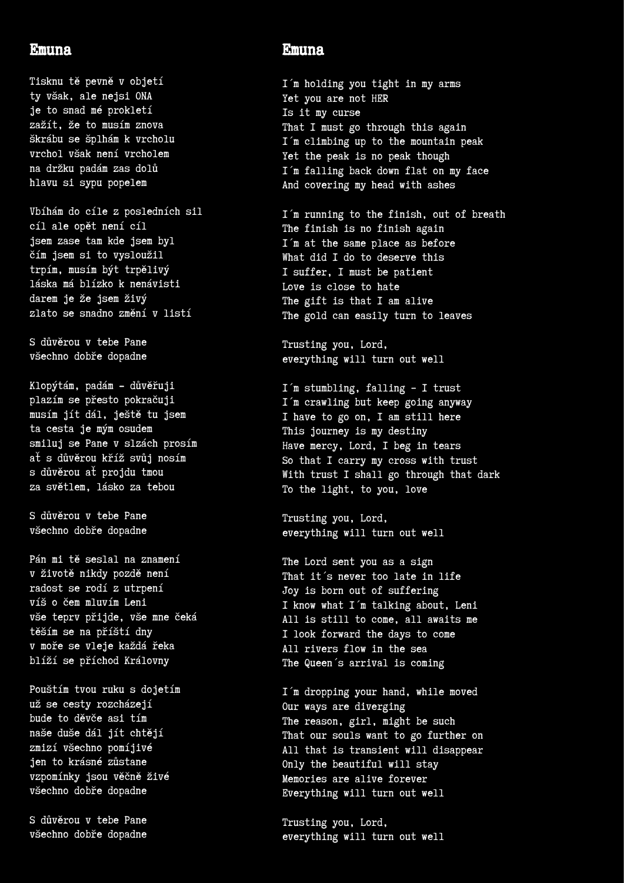## Emuna

Tisknu tě pevně v objetí
ty však, ale nejsi ONA
je to snad mé prokletí
zažít, že to musím znova
škrábu se šplhám k vrcholu
vrchol však není vrcholem
na držku padám zas dolů
hlavu si sypu popelem

Vbíhám do cíle z posledních sil
cíl ale opět není cíl
jsem zase tam kde jsem byl
čím jsem si to vysloužil
trpím, musím být trpělivý
láska má blízko k nenávisti
darem je že jsem živý
zlato se snadno změní v listí

S důvěrou v tebe Pane
všechno dobře dopadne

Klopýtám, padám - důvěřuji
plazím se přesto pokračuji
musím jít dál, ještě tu jsem
ta cesta je mým osudem
smiluj se Pane v slzách prosím
ať s důvěrou kříž svůj nosím
s důvěrou ať projdu tmou
za světlem, lásko za tebou

S důvěrou v tebe Pane
všechno dobře dopadne

Pán mi tě seslal na znamení
v životě nikdy pozdě není
radost se rodí z utrpení
víš o čem mluvím Leni
vše teprv přijde, vše mne čeká
těším se na příští dny
v moře se vleje každá řeka
blíží se příchod Královny

Pouštím tvou ruku s dojetím
už se cesty rozcházejí
bude to děvče asi tím
naše duše dál jít chtějí
zmizí všechno pomíjivé
jen to krásné zůstane
vzpomínky jsou věčně živé
všechno dobře dopadne

S důvěrou v tebe Pane
všechno dobře dopadne

## Emuna

I´m holding you tight in my arms
Yet you are not HER
Is it my curse
That I must go through this again
I´m climbing up to the mountain peak
Yet the peak is no peak though
I´m falling back down flat on my face
And covering my head with ashes

I´m running to the finish, out of breath
The finish is no finish again
I´m at the same place as before
What did I do to deserve this
I suffer, I must be patient
Love is close to hate
The gift is that I am alive
The gold can easily turn to leaves

Trusting you, Lord,
everything will turn out well

I´m stumbling, falling - I trust
I´m crawling but keep going anyway
I have to go on, I am still here
This journey is my destiny
Have mercy, Lord, I beg in tears
So that I carry my cross with trust
With trust I shall go through that dark
To the light, to you, love

Trusting you, Lord,
everything will turn out well

The Lord sent you as a sign
That it´s never too late in life
Joy is born out of suffering
I know what I´m talking about, Leni
All is still to come, all awaits me
I look forward the days to come
All rivers flow in the sea
The Queen´s arrival is coming

I´m dropping your hand, while moved
Our ways are diverging
The reason, girl, might be such
That our souls want to go further on
All that is transient will disappear
Only the beautiful will stay
Memories are alive forever
Everything will turn out well

Trusting you, Lord,
everything will turn out well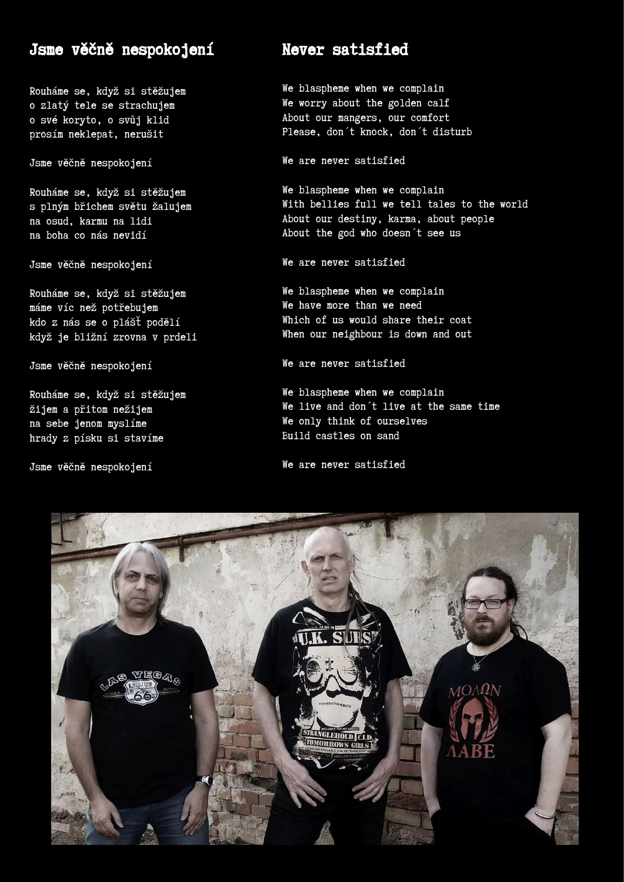## Jsme věčně nespokojení

Rouháme se, když si stěžujem
o zlatý tele se strachujem
o své koryto, o svůj klid
prosím neklepat, nerušit

Jsme věčně nespokojení

Rouháme se, když si stěžujem
s plným břichem světu žalujem
na osud, karmu na lidi
na boha co nás nevidí

Jsme věčně nespokojení

Rouháme se, když si stěžujem
máme víc než potřebujem
kdo z nás se o plášť podělí
když je bližní zrovna v prdeli

Jsme věčně nespokojení

Rouháme se, když si stěžujem
žijem a přitom nežijem
na sebe jenom myslíme
hrady z písku si stavíme

Jsme věčně nespokojení

## Never satisfied

We blaspheme when we complain
We worry about the golden calf
About our mangers, our comfort
Please, don´t knock, don´t disturb

We are never satisfied

We blaspheme when we complain
With bellies full we tell tales to the world
About our destiny, karma, about people
About the god who doesn´t see us

We are never satisfied

We blaspheme when we complain
We have more than we need
Which of us would share their coat
When our neighbour is down and out

We are never satisfied

We blaspheme when we complain
We live and don´t live at the same time
We only think of ourselves
Build castles on sand

We are never satisfied